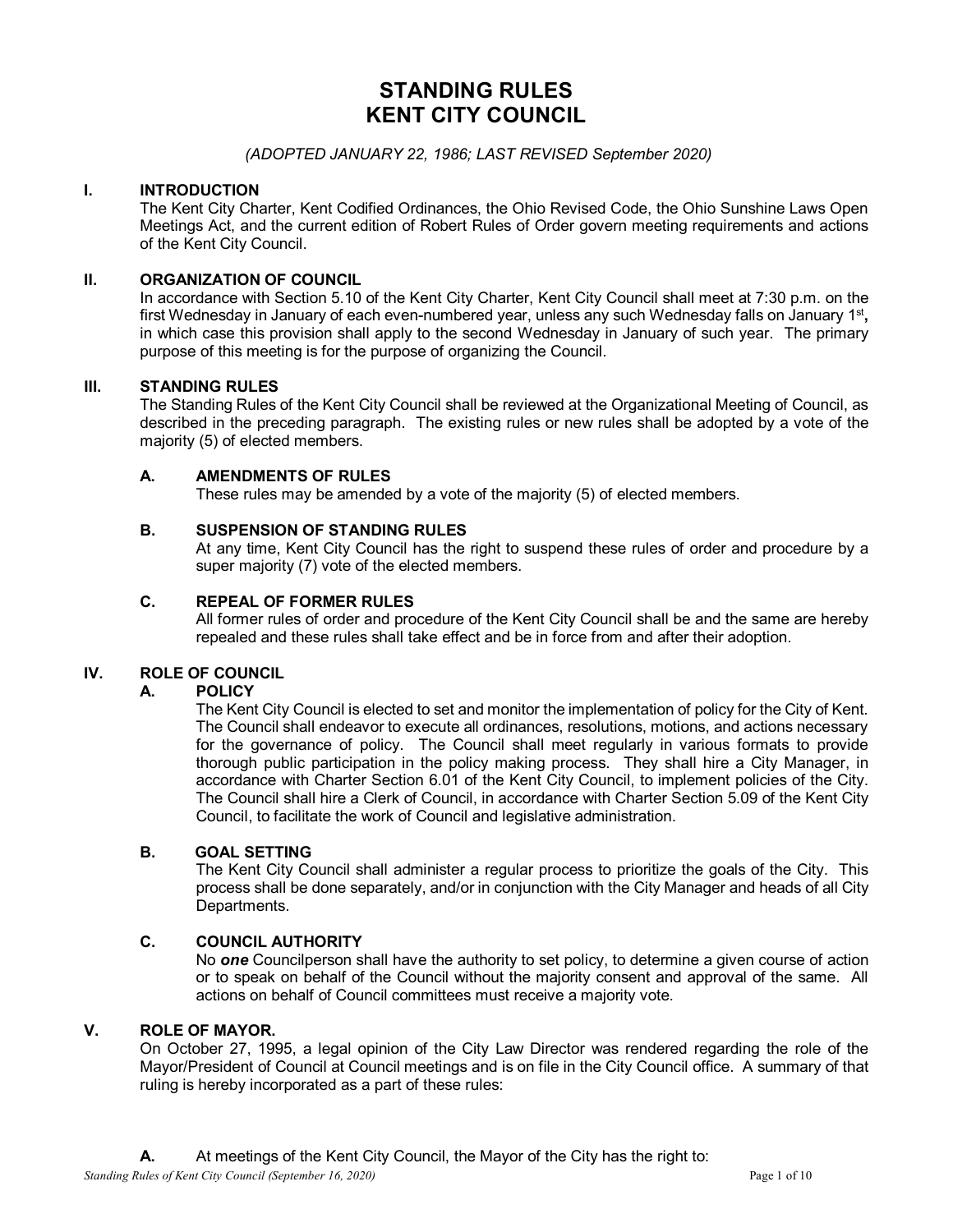# STANDING RULES
# KENT CITY COUNCIL

*(ADOPTED JANUARY 22, 1986; LAST REVISED September 2020)*

## I. INTRODUCTION

The Kent City Charter, Kent Codified Ordinances, the Ohio Revised Code, the Ohio Sunshine Laws Open Meetings Act, and the current edition of Robert Rules of Order govern meeting requirements and actions of the Kent City Council.

## II. ORGANIZATION OF COUNCIL

In accordance with Section 5.10 of the Kent City Charter, Kent City Council shall meet at 7:30 p.m. on the first Wednesday in January of each even-numbered year, unless any such Wednesday falls on January 1st**,** in which case this provision shall apply to the second Wednesday in January of such year. The primary purpose of this meeting is for the purpose of organizing the Council.

## III. STANDING RULES

The Standing Rules of the Kent City Council shall be reviewed at the Organizational Meeting of Council, as described in the preceding paragraph. The existing rules or new rules shall be adopted by a vote of the majority (5) of elected members.

### A. AMENDMENTS OF RULES

These rules may be amended by a vote of the majority (5) of elected members.

### B. SUSPENSION OF STANDING RULES

At any time, Kent City Council has the right to suspend these rules of order and procedure by a super majority (7) vote of the elected members.

### C. REPEAL OF FORMER RULES

All former rules of order and procedure of the Kent City Council shall be and the same are hereby repealed and these rules shall take effect and be in force from and after their adoption.

## IV. ROLE OF COUNCIL

### A. POLICY

The Kent City Council is elected to set and monitor the implementation of policy for the City of Kent. The Council shall endeavor to execute all ordinances, resolutions, motions, and actions necessary for the governance of policy. The Council shall meet regularly in various formats to provide thorough public participation in the policy making process. They shall hire a City Manager, in accordance with Charter Section 6.01 of the Kent City Council, to implement policies of the City. The Council shall hire a Clerk of Council, in accordance with Charter Section 5.09 of the Kent City Council, to facilitate the work of Council and legislative administration.

### B. GOAL SETTING

The Kent City Council shall administer a regular process to prioritize the goals of the City. This process shall be done separately, and/or in conjunction with the City Manager and heads of all City Departments.

### C. COUNCIL AUTHORITY

No ***one*** Councilperson shall have the authority to set policy, to determine a given course of action or to speak on behalf of the Council without the majority consent and approval of the same. All actions on behalf of Council committees must receive a majority vote.

## V. ROLE OF MAYOR.

On October 27, 1995, a legal opinion of the City Law Director was rendered regarding the role of the Mayor/President of Council at Council meetings and is on file in the City Council office. A summary of that ruling is hereby incorporated as a part of these rules:

**A.** At meetings of the Kent City Council, the Mayor of the City has the right to: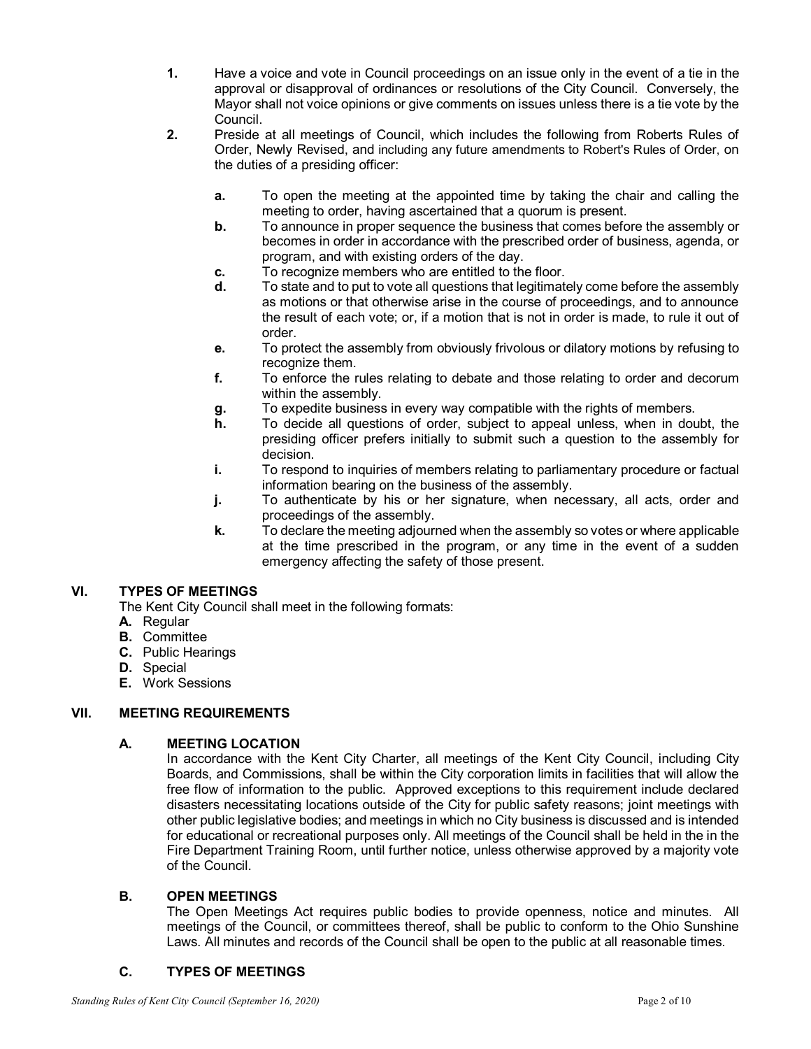1. Have a voice and vote in Council proceedings on an issue only in the event of a tie in the approval or disapproval of ordinances or resolutions of the City Council. Conversely, the Mayor shall not voice opinions or give comments on issues unless there is a tie vote by the Council.
2. Preside at all meetings of Council, which includes the following from Roberts Rules of Order, Newly Revised, and including any future amendments to Robert's Rules of Order, on the duties of a presiding officer:

   a. To open the meeting at the appointed time by taking the chair and calling the meeting to order, having ascertained that a quorum is present.
   b. To announce in proper sequence the business that comes before the assembly or becomes in order in accordance with the prescribed order of business, agenda, or program, and with existing orders of the day.
   c. To recognize members who are entitled to the floor.
   d. To state and to put to vote all questions that legitimately come before the assembly as motions or that otherwise arise in the course of proceedings, and to announce the result of each vote; or, if a motion that is not in order is made, to rule it out of order.
   e. To protect the assembly from obviously frivolous or dilatory motions by refusing to recognize them.
   f. To enforce the rules relating to debate and those relating to order and decorum within the assembly.
   g. To expedite business in every way compatible with the rights of members.
   h. To decide all questions of order, subject to appeal unless, when in doubt, the presiding officer prefers initially to submit such a question to the assembly for decision.
   i. To respond to inquiries of members relating to parliamentary procedure or factual information bearing on the business of the assembly.
   j. To authenticate by his or her signature, when necessary, all acts, order and proceedings of the assembly.
   k. To declare the meeting adjourned when the assembly so votes or where applicable at the time prescribed in the program, or any time in the event of a sudden emergency affecting the safety of those present.

## VI. TYPES OF MEETINGS

The Kent City Council shall meet in the following formats:

- **A.** Regular
- **B.** Committee
- **C.** Public Hearings
- **D.** Special
- **E.** Work Sessions

## VII. MEETING REQUIREMENTS

### A. MEETING LOCATION

In accordance with the Kent City Charter, all meetings of the Kent City Council, including City Boards, and Commissions, shall be within the City corporation limits in facilities that will allow the free flow of information to the public. Approved exceptions to this requirement include declared disasters necessitating locations outside of the City for public safety reasons; joint meetings with other public legislative bodies; and meetings in which no City business is discussed and is intended for educational or recreational purposes only. All meetings of the Council shall be held in the in the Fire Department Training Room, until further notice, unless otherwise approved by a majority vote of the Council.

### B. OPEN MEETINGS

The Open Meetings Act requires public bodies to provide openness, notice and minutes. All meetings of the Council, or committees thereof, shall be public to conform to the Ohio Sunshine Laws. All minutes and records of the Council shall be open to the public at all reasonable times.

### C. TYPES OF MEETINGS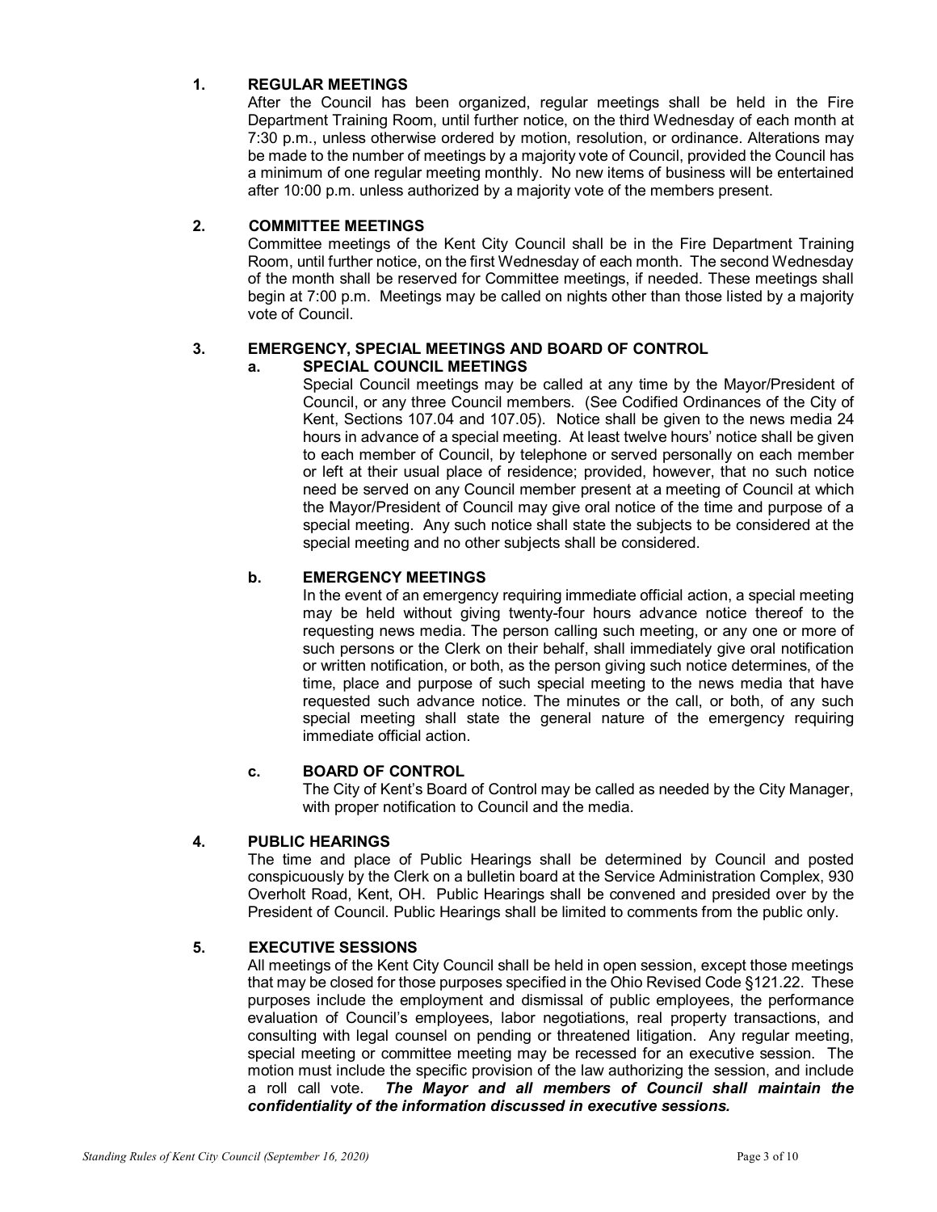## 1. REGULAR MEETINGS

After the Council has been organized, regular meetings shall be held in the Fire Department Training Room, until further notice, on the third Wednesday of each month at 7:30 p.m., unless otherwise ordered by motion, resolution, or ordinance. Alterations may be made to the number of meetings by a majority vote of Council, provided the Council has a minimum of one regular meeting monthly. No new items of business will be entertained after 10:00 p.m. unless authorized by a majority vote of the members present.

## 2. COMMITTEE MEETINGS

Committee meetings of the Kent City Council shall be in the Fire Department Training Room, until further notice, on the first Wednesday of each month. The second Wednesday of the month shall be reserved for Committee meetings, if needed. These meetings shall begin at 7:00 p.m. Meetings may be called on nights other than those listed by a majority vote of Council.

## 3. EMERGENCY, SPECIAL MEETINGS AND BOARD OF CONTROL

### a. SPECIAL COUNCIL MEETINGS

Special Council meetings may be called at any time by the Mayor/President of Council, or any three Council members. (See Codified Ordinances of the City of Kent, Sections 107.04 and 107.05). Notice shall be given to the news media 24 hours in advance of a special meeting. At least twelve hours' notice shall be given to each member of Council, by telephone or served personally on each member or left at their usual place of residence; provided, however, that no such notice need be served on any Council member present at a meeting of Council at which the Mayor/President of Council may give oral notice of the time and purpose of a special meeting. Any such notice shall state the subjects to be considered at the special meeting and no other subjects shall be considered.

### b. EMERGENCY MEETINGS

In the event of an emergency requiring immediate official action, a special meeting may be held without giving twenty-four hours advance notice thereof to the requesting news media. The person calling such meeting, or any one or more of such persons or the Clerk on their behalf, shall immediately give oral notification or written notification, or both, as the person giving such notice determines, of the time, place and purpose of such special meeting to the news media that have requested such advance notice. The minutes or the call, or both, of any such special meeting shall state the general nature of the emergency requiring immediate official action.

### c. BOARD OF CONTROL

The City of Kent's Board of Control may be called as needed by the City Manager, with proper notification to Council and the media.

## 4. PUBLIC HEARINGS

The time and place of Public Hearings shall be determined by Council and posted conspicuously by the Clerk on a bulletin board at the Service Administration Complex, 930 Overholt Road, Kent, OH. Public Hearings shall be convened and presided over by the President of Council. Public Hearings shall be limited to comments from the public only.

## 5. EXECUTIVE SESSIONS

All meetings of the Kent City Council shall be held in open session, except those meetings that may be closed for those purposes specified in the Ohio Revised Code §121.22. These purposes include the employment and dismissal of public employees, the performance evaluation of Council's employees, labor negotiations, real property transactions, and consulting with legal counsel on pending or threatened litigation. Any regular meeting, special meeting or committee meeting may be recessed for an executive session. The motion must include the specific provision of the law authorizing the session, and include a roll call vote. ***The Mayor and all members of Council shall maintain the confidentiality of the information discussed in executive sessions.***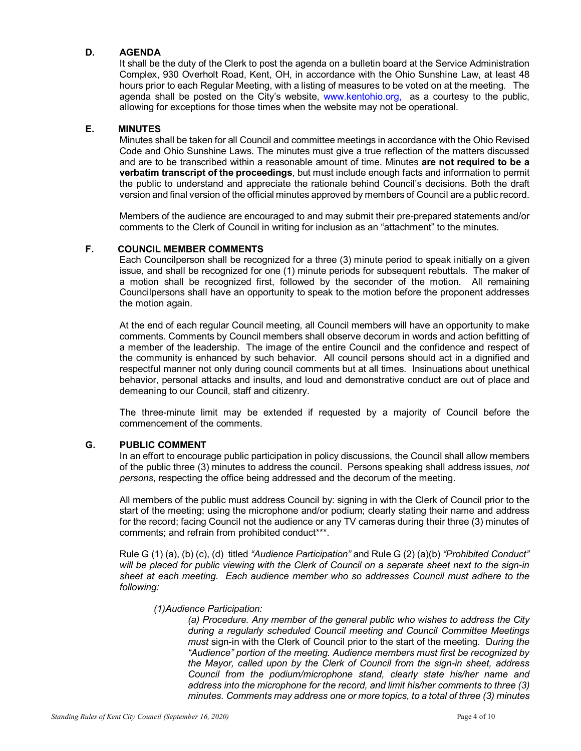### D. AGENDA

It shall be the duty of the Clerk to post the agenda on a bulletin board at the Service Administration Complex, 930 Overholt Road, Kent, OH, in accordance with the Ohio Sunshine Law, at least 48 hours prior to each Regular Meeting, with a listing of measures to be voted on at the meeting. The agenda shall be posted on the City's website, www.kentohio.org, as a courtesy to the public, allowing for exceptions for those times when the website may not be operational.

### E. MINUTES

Minutes shall be taken for all Council and committee meetings in accordance with the Ohio Revised Code and Ohio Sunshine Laws. The minutes must give a true reflection of the matters discussed and are to be transcribed within a reasonable amount of time. Minutes **are not required to be a verbatim transcript of the proceedings**, but must include enough facts and information to permit the public to understand and appreciate the rationale behind Council's decisions. Both the draft version and final version of the official minutes approved by members of Council are a public record.

Members of the audience are encouraged to and may submit their pre-prepared statements and/or comments to the Clerk of Council in writing for inclusion as an "attachment" to the minutes.

### F. COUNCIL MEMBER COMMENTS

Each Councilperson shall be recognized for a three (3) minute period to speak initially on a given issue, and shall be recognized for one (1) minute periods for subsequent rebuttals. The maker of a motion shall be recognized first, followed by the seconder of the motion. All remaining Councilpersons shall have an opportunity to speak to the motion before the proponent addresses the motion again.

At the end of each regular Council meeting, all Council members will have an opportunity to make comments. Comments by Council members shall observe decorum in words and action befitting of a member of the leadership. The image of the entire Council and the confidence and respect of the community is enhanced by such behavior. All council persons should act in a dignified and respectful manner not only during council comments but at all times. Insinuations about unethical behavior, personal attacks and insults, and loud and demonstrative conduct are out of place and demeaning to our Council, staff and citizenry.

The three-minute limit may be extended if requested by a majority of Council before the commencement of the comments.

### G. PUBLIC COMMENT

In an effort to encourage public participation in policy discussions, the Council shall allow members of the public three (3) minutes to address the council. Persons speaking shall address issues, *not persons*, respecting the office being addressed and the decorum of the meeting.

All members of the public must address Council by: signing in with the Clerk of Council prior to the start of the meeting; using the microphone and/or podium; clearly stating their name and address for the record; facing Council not the audience or any TV cameras during their three (3) minutes of comments; and refrain from prohibited conduct***.

Rule G (1) (a), (b) (c), (d) titled *"Audience Participation"* and Rule G (2) (a)(b) *"Prohibited Conduct" will be placed for public viewing with the Clerk of Council on a separate sheet next to the sign-in sheet at each meeting. Each audience member who so addresses Council must adhere to the following:*

*(1)Audience Participation:*

*(a) Procedure. Any member of the general public who wishes to address the City during a regularly scheduled Council meeting and Council Committee Meetings must* sign-in with the Clerk of Council prior to the start of the meeting. D*uring the "Audience" portion of the meeting. Audience members must first be recognized by the Mayor, called upon by the Clerk of Council from the sign-in sheet, address Council from the podium/microphone stand, clearly state his/her name and address into the microphone for the record, and limit his/her comments to three (3) minutes. Comments may address one or more topics, to a total of three (3) minutes*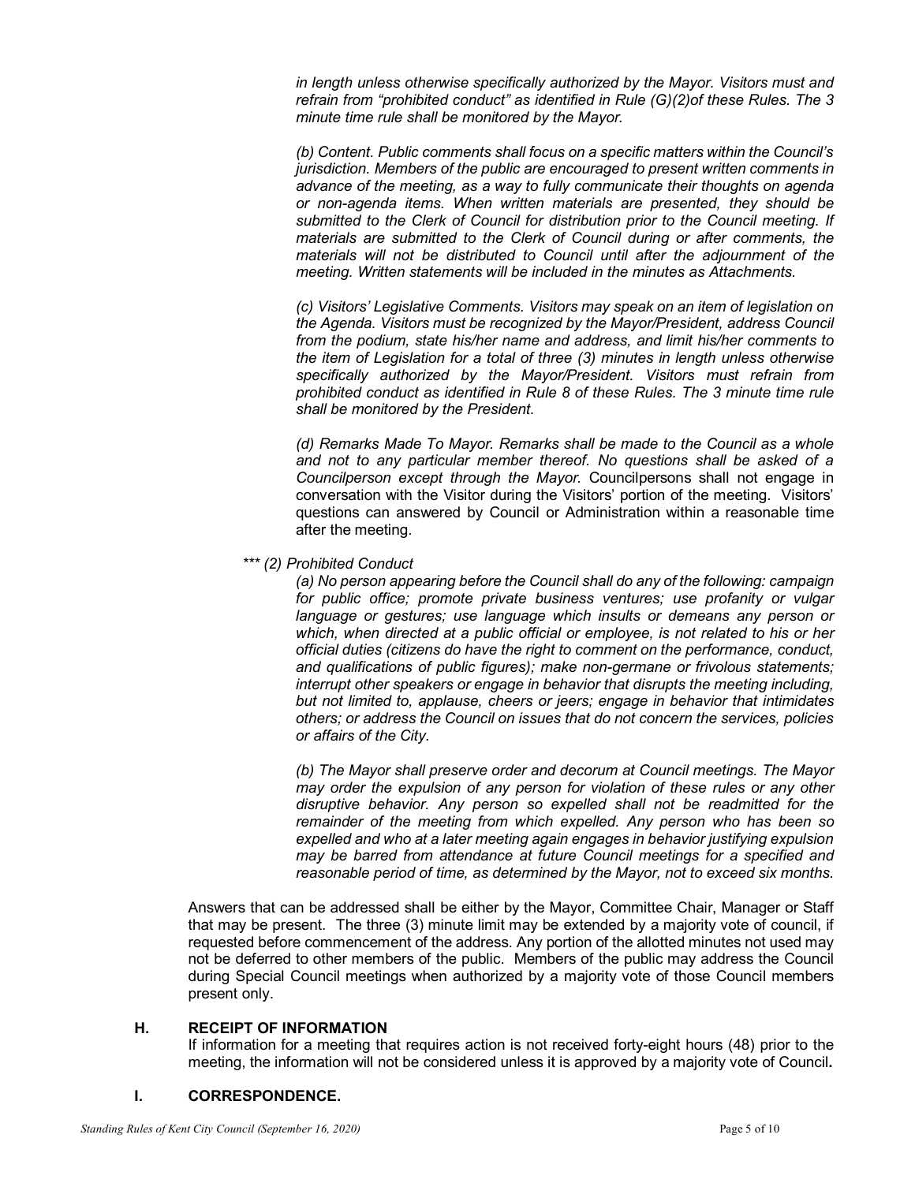*in length unless otherwise specifically authorized by the Mayor. Visitors must and refrain from "prohibited conduct" as identified in Rule (G)(2)of these Rules. The 3 minute time rule shall be monitored by the Mayor.*

*(b) Content. Public comments shall focus on a specific matters within the Council's jurisdiction. Members of the public are encouraged to present written comments in advance of the meeting, as a way to fully communicate their thoughts on agenda or non-agenda items. When written materials are presented, they should be submitted to the Clerk of Council for distribution prior to the Council meeting. If materials are submitted to the Clerk of Council during or after comments, the materials will not be distributed to Council until after the adjournment of the meeting. Written statements will be included in the minutes as Attachments.*

*(c) Visitors' Legislative Comments. Visitors may speak on an item of legislation on the Agenda. Visitors must be recognized by the Mayor/President, address Council from the podium, state his/her name and address, and limit his/her comments to the item of Legislation for a total of three (3) minutes in length unless otherwise specifically authorized by the Mayor/President. Visitors must refrain from prohibited conduct as identified in Rule 8 of these Rules. The 3 minute time rule shall be monitored by the President.*

*(d) Remarks Made To Mayor. Remarks shall be made to the Council as a whole and not to any particular member thereof. No questions shall be asked of a Councilperson except through the Mayor.* Councilpersons shall not engage in conversation with the Visitor during the Visitors' portion of the meeting. Visitors' questions can answered by Council or Administration within a reasonable time after the meeting.

*\*\*\* (2) Prohibited Conduct*

*(a) No person appearing before the Council shall do any of the following: campaign for public office; promote private business ventures; use profanity or vulgar language or gestures; use language which insults or demeans any person or which, when directed at a public official or employee, is not related to his or her official duties (citizens do have the right to comment on the performance, conduct, and qualifications of public figures); make non-germane or frivolous statements; interrupt other speakers or engage in behavior that disrupts the meeting including, but not limited to, applause, cheers or jeers; engage in behavior that intimidates others; or address the Council on issues that do not concern the services, policies or affairs of the City.*

*(b) The Mayor shall preserve order and decorum at Council meetings. The Mayor may order the expulsion of any person for violation of these rules or any other disruptive behavior. Any person so expelled shall not be readmitted for the remainder of the meeting from which expelled. Any person who has been so expelled and who at a later meeting again engages in behavior justifying expulsion may be barred from attendance at future Council meetings for a specified and reasonable period of time, as determined by the Mayor, not to exceed six months.*

Answers that can be addressed shall be either by the Mayor, Committee Chair, Manager or Staff that may be present. The three (3) minute limit may be extended by a majority vote of council, if requested before commencement of the address. Any portion of the allotted minutes not used may not be deferred to other members of the public. Members of the public may address the Council during Special Council meetings when authorized by a majority vote of those Council members present only.

## H. RECEIPT OF INFORMATION

If information for a meeting that requires action is not received forty-eight hours (48) prior to the meeting, the information will not be considered unless it is approved by a majority vote of Council**.**

## I. CORRESPONDENCE.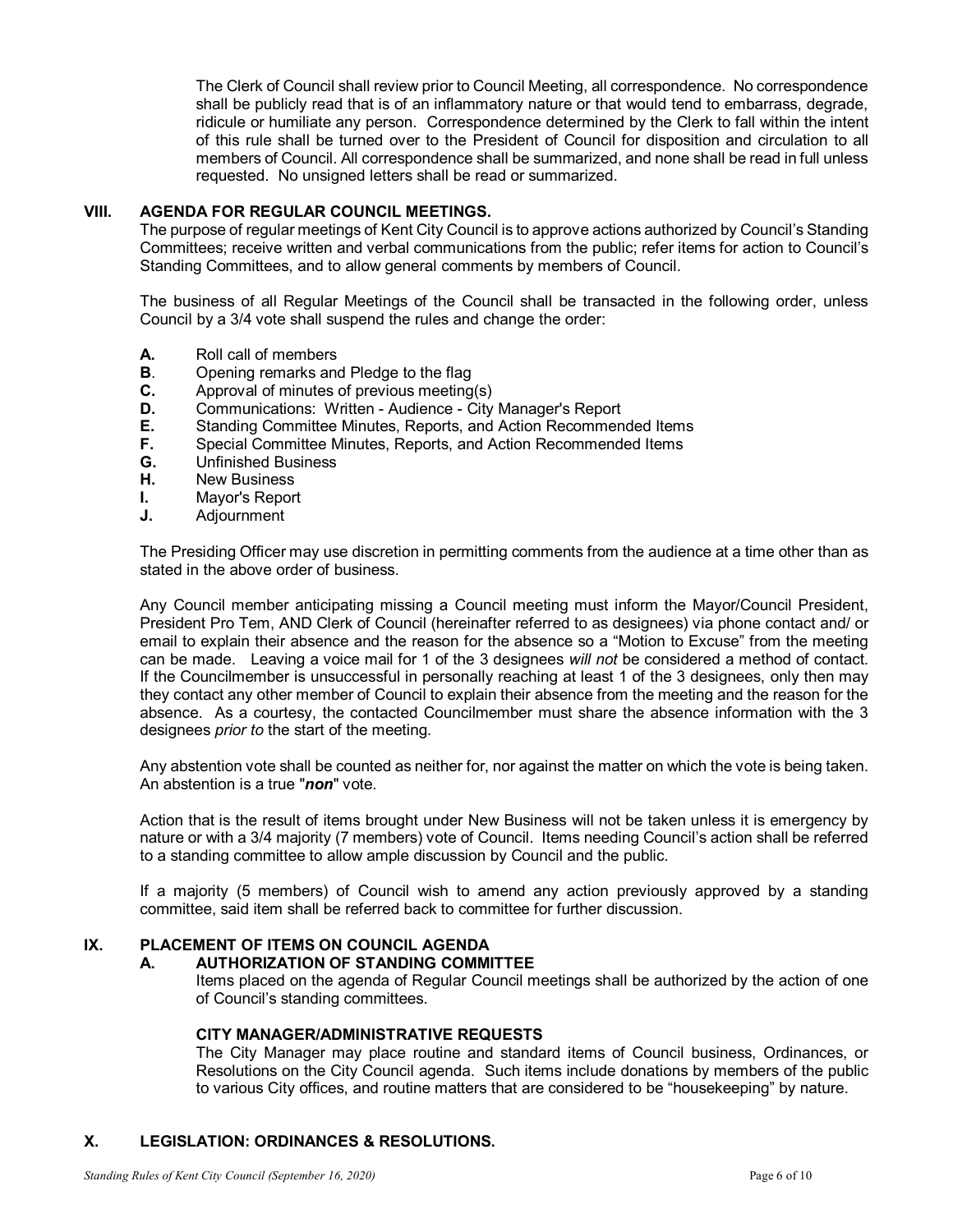The Clerk of Council shall review prior to Council Meeting, all correspondence. No correspondence shall be publicly read that is of an inflammatory nature or that would tend to embarrass, degrade, ridicule or humiliate any person. Correspondence determined by the Clerk to fall within the intent of this rule shall be turned over to the President of Council for disposition and circulation to all members of Council. All correspondence shall be summarized, and none shall be read in full unless requested. No unsigned letters shall be read or summarized.

## VIII. AGENDA FOR REGULAR COUNCIL MEETINGS.

The purpose of regular meetings of Kent City Council is to approve actions authorized by Council's Standing Committees; receive written and verbal communications from the public; refer items for action to Council's Standing Committees, and to allow general comments by members of Council.

The business of all Regular Meetings of the Council shall be transacted in the following order, unless Council by a 3/4 vote shall suspend the rules and change the order:

- **A.** Roll call of members
- **B**. Opening remarks and Pledge to the flag
- **C.** Approval of minutes of previous meeting(s)
- **D.** Communications: Written - Audience - City Manager's Report
- **E.** Standing Committee Minutes, Reports, and Action Recommended Items
- **F.** Special Committee Minutes, Reports, and Action Recommended Items
- **G.** Unfinished Business
- **H.** New Business
- **I.** Mayor's Report
- **J.** Adjournment

The Presiding Officer may use discretion in permitting comments from the audience at a time other than as stated in the above order of business.

Any Council member anticipating missing a Council meeting must inform the Mayor/Council President, President Pro Tem, AND Clerk of Council (hereinafter referred to as designees) via phone contact and/ or email to explain their absence and the reason for the absence so a "Motion to Excuse" from the meeting can be made. Leaving a voice mail for 1 of the 3 designees *will not* be considered a method of contact. If the Councilmember is unsuccessful in personally reaching at least 1 of the 3 designees, only then may they contact any other member of Council to explain their absence from the meeting and the reason for the absence. As a courtesy, the contacted Councilmember must share the absence information with the 3 designees *prior to* the start of the meeting.

Any abstention vote shall be counted as neither for, nor against the matter on which the vote is being taken. An abstention is a true "***non***" vote.

Action that is the result of items brought under New Business will not be taken unless it is emergency by nature or with a 3/4 majority (7 members) vote of Council. Items needing Council's action shall be referred to a standing committee to allow ample discussion by Council and the public.

If a majority (5 members) of Council wish to amend any action previously approved by a standing committee, said item shall be referred back to committee for further discussion.

## IX. PLACEMENT OF ITEMS ON COUNCIL AGENDA

### A. AUTHORIZATION OF STANDING COMMITTEE

Items placed on the agenda of Regular Council meetings shall be authorized by the action of one of Council's standing committees.

### CITY MANAGER/ADMINISTRATIVE REQUESTS

The City Manager may place routine and standard items of Council business, Ordinances, or Resolutions on the City Council agenda. Such items include donations by members of the public to various City offices, and routine matters that are considered to be "housekeeping" by nature.

## X. LEGISLATION: ORDINANCES & RESOLUTIONS.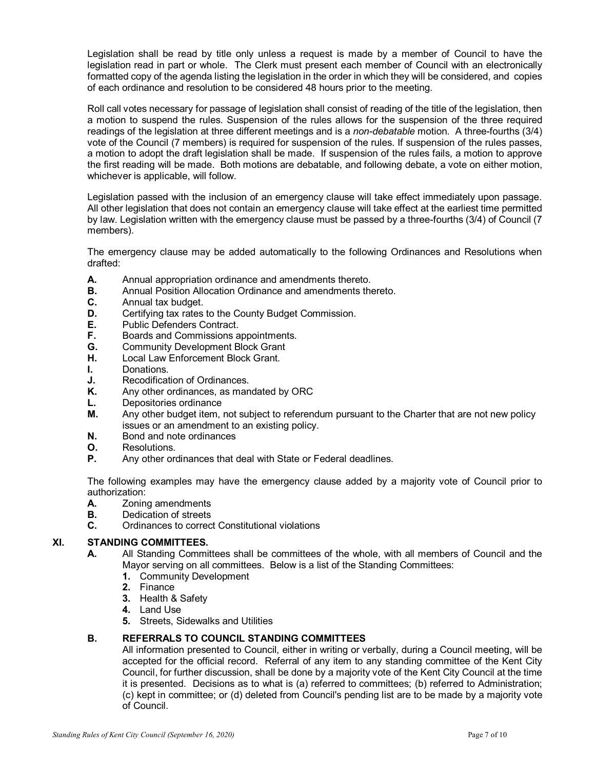Legislation shall be read by title only unless a request is made by a member of Council to have the legislation read in part or whole. The Clerk must present each member of Council with an electronically formatted copy of the agenda listing the legislation in the order in which they will be considered, and copies of each ordinance and resolution to be considered 48 hours prior to the meeting.

Roll call votes necessary for passage of legislation shall consist of reading of the title of the legislation, then a motion to suspend the rules. Suspension of the rules allows for the suspension of the three required readings of the legislation at three different meetings and is a *non-debatable* motion. A three-fourths (3/4) vote of the Council (7 members) is required for suspension of the rules. If suspension of the rules passes, a motion to adopt the draft legislation shall be made. If suspension of the rules fails, a motion to approve the first reading will be made. Both motions are debatable, and following debate, a vote on either motion, whichever is applicable, will follow.

Legislation passed with the inclusion of an emergency clause will take effect immediately upon passage. All other legislation that does not contain an emergency clause will take effect at the earliest time permitted by law. Legislation written with the emergency clause must be passed by a three-fourths (3/4) of Council (7 members).

The emergency clause may be added automatically to the following Ordinances and Resolutions when drafted:

**A.** Annual appropriation ordinance and amendments thereto.
**B.** Annual Position Allocation Ordinance and amendments thereto.
**C.** Annual tax budget.
**D.** Certifying tax rates to the County Budget Commission.
**E.** Public Defenders Contract.
**F.** Boards and Commissions appointments.
**G.** Community Development Block Grant
**H.** Local Law Enforcement Block Grant.
**I.** Donations.
**J.** Recodification of Ordinances.
**K.** Any other ordinances, as mandated by ORC
**L.** Depositories ordinance
**M.** Any other budget item, not subject to referendum pursuant to the Charter that are not new policy issues or an amendment to an existing policy.
**N.** Bond and note ordinances
**O.** Resolutions.
**P.** Any other ordinances that deal with State or Federal deadlines.

The following examples may have the emergency clause added by a majority vote of Council prior to authorization:
**A.** Zoning amendments
**B.** Dedication of streets
**C.** Ordinances to correct Constitutional violations

## XI. STANDING COMMITTEES.

**A.** All Standing Committees shall be committees of the whole, with all members of Council and the Mayor serving on all committees. Below is a list of the Standing Committees:

1. Community Development
2. Finance
3. Health & Safety
4. Land Use
5. Streets, Sidewalks and Utilities

### B. REFERRALS TO COUNCIL STANDING COMMITTEES

All information presented to Council, either in writing or verbally, during a Council meeting, will be accepted for the official record. Referral of any item to any standing committee of the Kent City Council, for further discussion, shall be done by a majority vote of the Kent City Council at the time it is presented. Decisions as to what is (a) referred to committees; (b) referred to Administration; (c) kept in committee; or (d) deleted from Council's pending list are to be made by a majority vote of Council.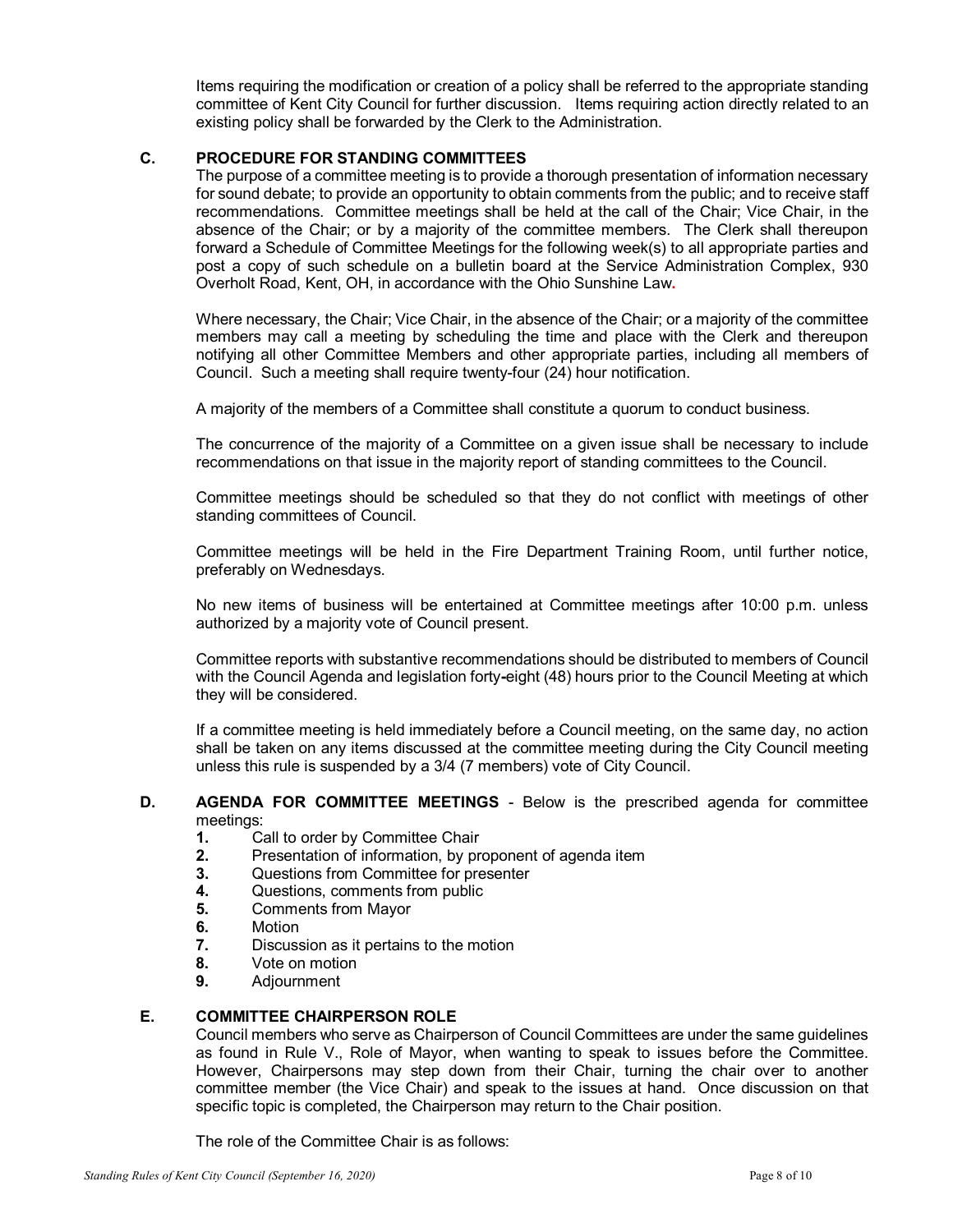Items requiring the modification or creation of a policy shall be referred to the appropriate standing committee of Kent City Council for further discussion. Items requiring action directly related to an existing policy shall be forwarded by the Clerk to the Administration.

### C. PROCEDURE FOR STANDING COMMITTEES

The purpose of a committee meeting is to provide a thorough presentation of information necessary for sound debate; to provide an opportunity to obtain comments from the public; and to receive staff recommendations. Committee meetings shall be held at the call of the Chair; Vice Chair, in the absence of the Chair; or by a majority of the committee members. The Clerk shall thereupon forward a Schedule of Committee Meetings for the following week(s) to all appropriate parties and post a copy of such schedule on a bulletin board at the Service Administration Complex, 930 Overholt Road, Kent, OH, in accordance with the Ohio Sunshine Law.

Where necessary, the Chair; Vice Chair, in the absence of the Chair; or a majority of the committee members may call a meeting by scheduling the time and place with the Clerk and thereupon notifying all other Committee Members and other appropriate parties, including all members of Council. Such a meeting shall require twenty-four (24) hour notification.

A majority of the members of a Committee shall constitute a quorum to conduct business.

The concurrence of the majority of a Committee on a given issue shall be necessary to include recommendations on that issue in the majority report of standing committees to the Council.

Committee meetings should be scheduled so that they do not conflict with meetings of other standing committees of Council.

Committee meetings will be held in the Fire Department Training Room, until further notice, preferably on Wednesdays.

No new items of business will be entertained at Committee meetings after 10:00 p.m. unless authorized by a majority vote of Council present.

Committee reports with substantive recommendations should be distributed to members of Council with the Council Agenda and legislation forty-eight (48) hours prior to the Council Meeting at which they will be considered.

If a committee meeting is held immediately before a Council meeting, on the same day, no action shall be taken on any items discussed at the committee meeting during the City Council meeting unless this rule is suspended by a 3/4 (7 members) vote of City Council.

### D. AGENDA FOR COMMITTEE MEETINGS - Below is the prescribed agenda for committee meetings:

1. Call to order by Committee Chair
2. Presentation of information, by proponent of agenda item
3. Questions from Committee for presenter
4. Questions, comments from public
5. Comments from Mayor
6. Motion
7. Discussion as it pertains to the motion
8. Vote on motion
9. Adjournment

### E. COMMITTEE CHAIRPERSON ROLE

Council members who serve as Chairperson of Council Committees are under the same guidelines as found in Rule V., Role of Mayor, when wanting to speak to issues before the Committee. However, Chairpersons may step down from their Chair, turning the chair over to another committee member (the Vice Chair) and speak to the issues at hand. Once discussion on that specific topic is completed, the Chairperson may return to the Chair position.

The role of the Committee Chair is as follows: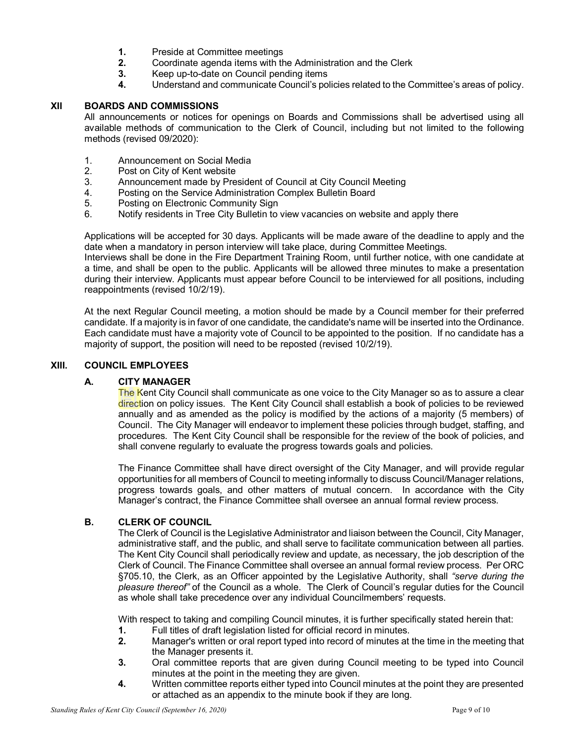1. Preside at Committee meetings
2. Coordinate agenda items with the Administration and the Clerk
3. Keep up-to-date on Council pending items
4. Understand and communicate Council's policies related to the Committee's areas of policy.

## XII BOARDS AND COMMISSIONS

All announcements or notices for openings on Boards and Commissions shall be advertised using all available methods of communication to the Clerk of Council, including but not limited to the following methods (revised 09/2020):

1. Announcement on Social Media
2. Post on City of Kent website
3. Announcement made by President of Council at City Council Meeting
4. Posting on the Service Administration Complex Bulletin Board
5. Posting on Electronic Community Sign
6. Notify residents in Tree City Bulletin to view vacancies on website and apply there

Applications will be accepted for 30 days. Applicants will be made aware of the deadline to apply and the date when a mandatory in person interview will take place, during Committee Meetings.
Interviews shall be done in the Fire Department Training Room, until further notice, with one candidate at a time, and shall be open to the public. Applicants will be allowed three minutes to make a presentation during their interview. Applicants must appear before Council to be interviewed for all positions, including reappointments (revised 10/2/19).

At the next Regular Council meeting, a motion should be made by a Council member for their preferred candidate. If a majority is in favor of one candidate, the candidate's name will be inserted into the Ordinance. Each candidate must have a majority vote of Council to be appointed to the position. If no candidate has a majority of support, the position will need to be reposted (revised 10/2/19).

## XIII. COUNCIL EMPLOYEES

### A. CITY MANAGER

The Kent City Council shall communicate as one voice to the City Manager so as to assure a clear direction on policy issues. The Kent City Council shall establish a book of policies to be reviewed annually and as amended as the policy is modified by the actions of a majority (5 members) of Council. The City Manager will endeavor to implement these policies through budget, staffing, and procedures. The Kent City Council shall be responsible for the review of the book of policies, and shall convene regularly to evaluate the progress towards goals and policies.

The Finance Committee shall have direct oversight of the City Manager, and will provide regular opportunities for all members of Council to meeting informally to discuss Council/Manager relations, progress towards goals, and other matters of mutual concern. In accordance with the City Manager's contract, the Finance Committee shall oversee an annual formal review process.

### B. CLERK OF COUNCIL

The Clerk of Council is the Legislative Administrator and liaison between the Council, City Manager, administrative staff, and the public, and shall serve to facilitate communication between all parties. The Kent City Council shall periodically review and update, as necessary, the job description of the Clerk of Council. The Finance Committee shall oversee an annual formal review process. Per ORC §705.10, the Clerk, as an Officer appointed by the Legislative Authority, shall *"serve during the pleasure thereof"* of the Council as a whole. The Clerk of Council's regular duties for the Council as whole shall take precedence over any individual Councilmembers' requests.

With respect to taking and compiling Council minutes, it is further specifically stated herein that:

1. Full titles of draft legislation listed for official record in minutes.
2. Manager's written or oral report typed into record of minutes at the time in the meeting that the Manager presents it.
3. Oral committee reports that are given during Council meeting to be typed into Council minutes at the point in the meeting they are given.
4. Written committee reports either typed into Council minutes at the point they are presented or attached as an appendix to the minute book if they are long.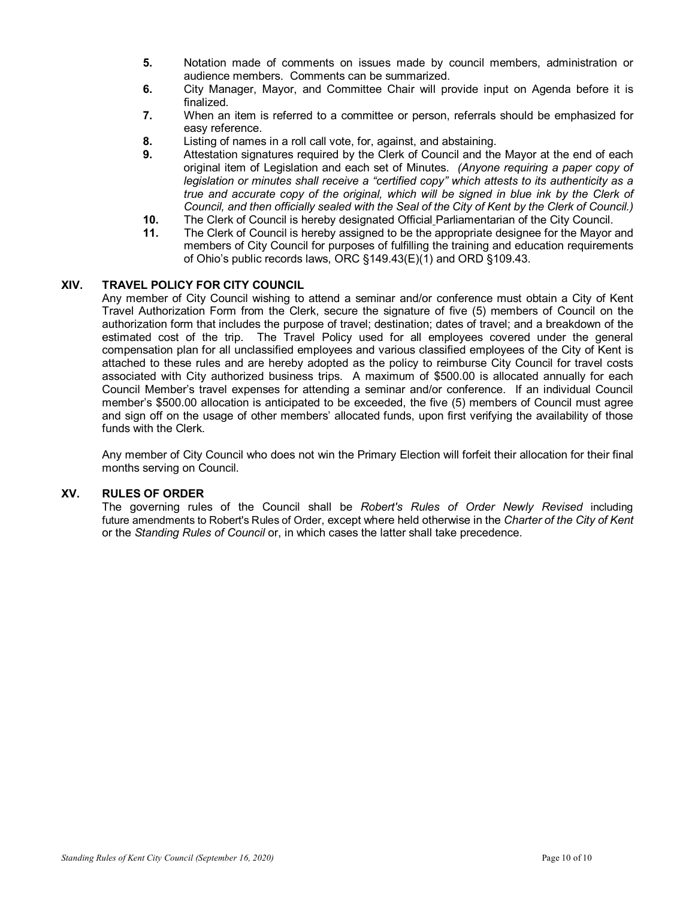5. Notation made of comments on issues made by council members, administration or audience members. Comments can be summarized.
6. City Manager, Mayor, and Committee Chair will provide input on Agenda before it is finalized.
7. When an item is referred to a committee or person, referrals should be emphasized for easy reference.
8. Listing of names in a roll call vote, for, against, and abstaining.
9. Attestation signatures required by the Clerk of Council and the Mayor at the end of each original item of Legislation and each set of Minutes. *(Anyone requiring a paper copy of legislation or minutes shall receive a "certified copy" which attests to its authenticity as a true and accurate copy of the original, which will be signed in blue ink by the Clerk of Council, and then officially sealed with the Seal of the City of Kent by the Clerk of Council.)*
10. The Clerk of Council is hereby designated Official Parliamentarian of the City Council.
11. The Clerk of Council is hereby assigned to be the appropriate designee for the Mayor and members of City Council for purposes of fulfilling the training and education requirements of Ohio's public records laws, ORC §149.43(E)(1) and ORD §109.43.

## XIV. TRAVEL POLICY FOR CITY COUNCIL

Any member of City Council wishing to attend a seminar and/or conference must obtain a City of Kent Travel Authorization Form from the Clerk, secure the signature of five (5) members of Council on the authorization form that includes the purpose of travel; destination; dates of travel; and a breakdown of the estimated cost of the trip. The Travel Policy used for all employees covered under the general compensation plan for all unclassified employees and various classified employees of the City of Kent is attached to these rules and are hereby adopted as the policy to reimburse City Council for travel costs associated with City authorized business trips. A maximum of $500.00 is allocated annually for each Council Member's travel expenses for attending a seminar and/or conference. If an individual Council member's $500.00 allocation is anticipated to be exceeded, the five (5) members of Council must agree and sign off on the usage of other members' allocated funds, upon first verifying the availability of those funds with the Clerk.

Any member of City Council who does not win the Primary Election will forfeit their allocation for their final months serving on Council.

## XV. RULES OF ORDER

The governing rules of the Council shall be *Robert's Rules of Order Newly Revised* including future amendments to Robert's Rules of Order, except where held otherwise in the *Charter of the City of Kent* or the *Standing Rules of Council* or, in which cases the latter shall take precedence.